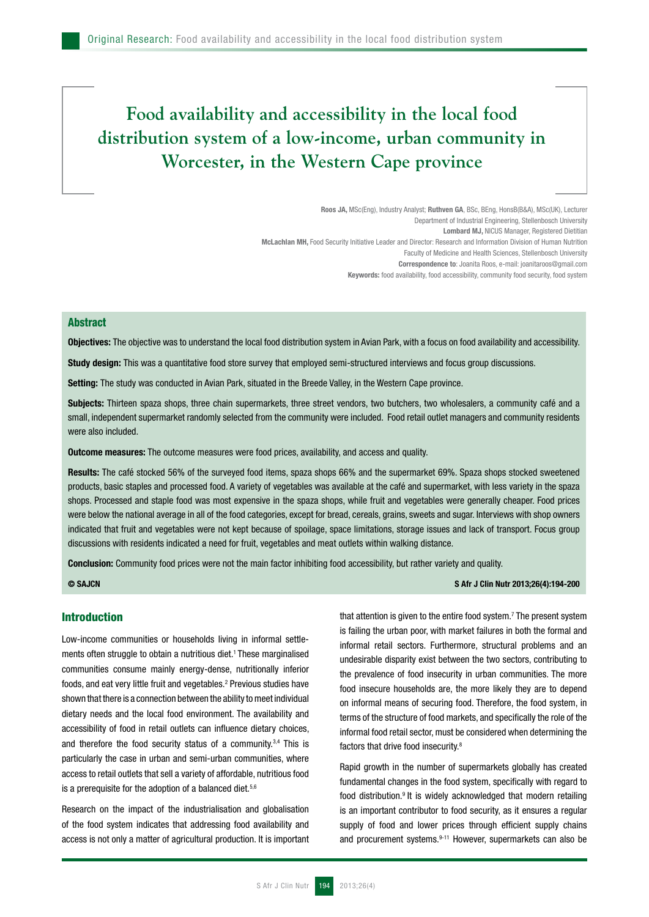# Food availability and accessibility in the local food distribution system of a low-income, urban community in Worcester, in the Western Cape province

**Roos JA,** MSc(Eng), Industry Analyst; **Ruthven GA**, BSc, BEng, HonsB(B&A), MSc(UK), Lecturer
Department of Industrial Engineering, Stellenbosch University
**Lombard MJ,** NICUS Manager, Registered Dietitian
**McLachlan MH,** Food Security Initiative Leader and Director: Research and Information Division of Human Nutrition
Faculty of Medicine and Health Sciences, Stellenbosch University
**Correspondence to**: Joanita Roos, e-mail: joanitaroos@gmail.com
**Keywords:** food availability, food accessibility, community food security, food system

## Abstract

**Objectives:** The objective was to understand the local food distribution system in Avian Park, with a focus on food availability and accessibility.

**Study design:** This was a quantitative food store survey that employed semi-structured interviews and focus group discussions.

**Setting:** The study was conducted in Avian Park, situated in the Breede Valley, in the Western Cape province.

**Subjects:** Thirteen spaza shops, three chain supermarkets, three street vendors, two butchers, two wholesalers, a community café and a small, independent supermarket randomly selected from the community were included. Food retail outlet managers and community residents were also included.

**Outcome measures:** The outcome measures were food prices, availability, and access and quality.

**Results:** The café stocked 56% of the surveyed food items, spaza shops 66% and the supermarket 69%. Spaza shops stocked sweetened products, basic staples and processed food. A variety of vegetables was available at the café and supermarket, with less variety in the spaza shops. Processed and staple food was most expensive in the spaza shops, while fruit and vegetables were generally cheaper. Food prices were below the national average in all of the food categories, except for bread, cereals, grains, sweets and sugar. Interviews with shop owners indicated that fruit and vegetables were not kept because of spoilage, space limitations, storage issues and lack of transport. Focus group discussions with residents indicated a need for fruit, vegetables and meat outlets within walking distance.

**Conclusion:** Community food prices were not the main factor inhibiting food accessibility, but rather variety and quality.

**© SAJCN**

## Introduction

Low-income communities or households living in informal settlements often struggle to obtain a nutritious diet.[1] These marginalised communities consume mainly energy-dense, nutritionally inferior foods, and eat very little fruit and vegetables.[2] Previous studies have shown that there is a connection between the ability to meet individual dietary needs and the local food environment. The availability and accessibility of food in retail outlets can influence dietary choices, and therefore the food security status of a community.[3,4] This is particularly the case in urban and semi-urban communities, where access to retail outlets that sell a variety of affordable, nutritious food is a prerequisite for the adoption of a balanced diet.[5,6]

Research on the impact of the industrialisation and globalisation of the food system indicates that addressing food availability and access is not only a matter of agricultural production. It is important that attention is given to the entire food system.[7] The present system is failing the urban poor, with market failures in both the formal and informal retail sectors. Furthermore, structural problems and an undesirable disparity exist between the two sectors, contributing to the prevalence of food insecurity in urban communities. The more food insecure households are, the more likely they are to depend on informal means of securing food. Therefore, the food system, in terms of the structure of food markets, and specifically the role of the informal food retail sector, must be considered when determining the factors that drive food insecurity.[8]

Rapid growth in the number of supermarkets globally has created fundamental changes in the food system, specifically with regard to food distribution.[9] It is widely acknowledged that modern retailing is an important contributor to food security, as it ensures a regular supply of food and lower prices through efficient supply chains and procurement systems.[9-11] However, supermarkets can also be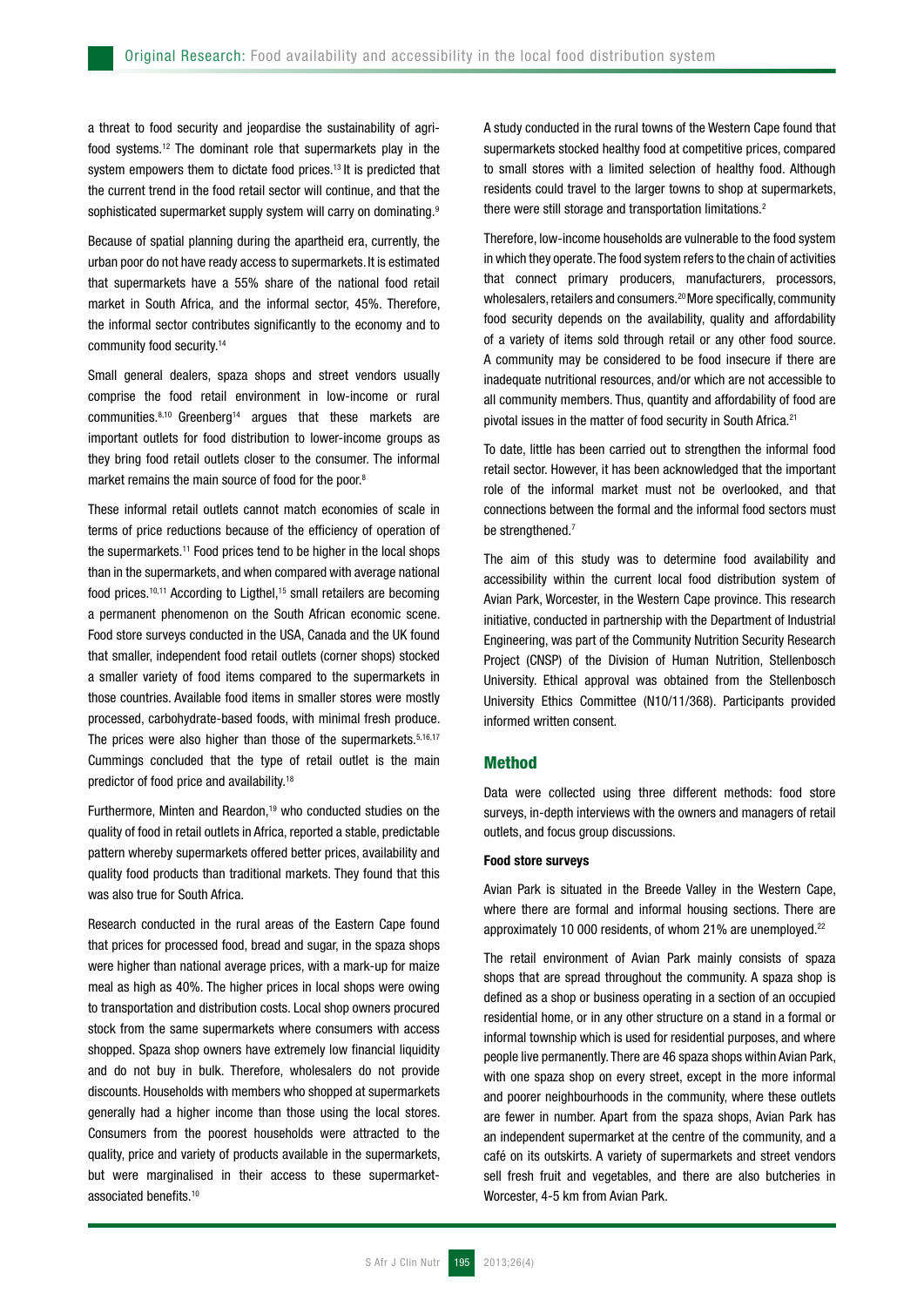a threat to food security and jeopardise the sustainability of agri-food systems.[12] The dominant role that supermarkets play in the system empowers them to dictate food prices.[13] It is predicted that the current trend in the food retail sector will continue, and that the sophisticated supermarket supply system will carry on dominating.[9]

Because of spatial planning during the apartheid era, currently, the urban poor do not have ready access to supermarkets. It is estimated that supermarkets have a 55% share of the national food retail market in South Africa, and the informal sector, 45%. Therefore, the informal sector contributes significantly to the economy and to community food security.[14]

Small general dealers, spaza shops and street vendors usually comprise the food retail environment in low-income or rural communities.[8,10] Greenberg[14] argues that these markets are important outlets for food distribution to lower-income groups as they bring food retail outlets closer to the consumer. The informal market remains the main source of food for the poor.[8]

These informal retail outlets cannot match economies of scale in terms of price reductions because of the efficiency of operation of the supermarkets.[11] Food prices tend to be higher in the local shops than in the supermarkets, and when compared with average national food prices.[10,11] According to Ligthel,[15] small retailers are becoming a permanent phenomenon on the South African economic scene. Food store surveys conducted in the USA, Canada and the UK found that smaller, independent food retail outlets (corner shops) stocked a smaller variety of food items compared to the supermarkets in those countries. Available food items in smaller stores were mostly processed, carbohydrate-based foods, with minimal fresh produce. The prices were also higher than those of the supermarkets.[5,16,17] Cummings concluded that the type of retail outlet is the main predictor of food price and availability.[18]

Furthermore, Minten and Reardon,[19] who conducted studies on the quality of food in retail outlets in Africa, reported a stable, predictable pattern whereby supermarkets offered better prices, availability and quality food products than traditional markets. They found that this was also true for South Africa.

Research conducted in the rural areas of the Eastern Cape found that prices for processed food, bread and sugar, in the spaza shops were higher than national average prices, with a mark-up for maize meal as high as 40%. The higher prices in local shops were owing to transportation and distribution costs. Local shop owners procured stock from the same supermarkets where consumers with access shopped. Spaza shop owners have extremely low financial liquidity and do not buy in bulk. Therefore, wholesalers do not provide discounts. Households with members who shopped at supermarkets generally had a higher income than those using the local stores. Consumers from the poorest households were attracted to the quality, price and variety of products available in the supermarkets, but were marginalised in their access to these supermarket-associated benefits.[10]

A study conducted in the rural towns of the Western Cape found that supermarkets stocked healthy food at competitive prices, compared to small stores with a limited selection of healthy food. Although residents could travel to the larger towns to shop at supermarkets, there were still storage and transportation limitations.[2]

Therefore, low-income households are vulnerable to the food system in which they operate. The food system refers to the chain of activities that connect primary producers, manufacturers, processors, wholesalers, retailers and consumers.[20] More specifically, community food security depends on the availability, quality and affordability of a variety of items sold through retail or any other food source. A community may be considered to be food insecure if there are inadequate nutritional resources, and/or which are not accessible to all community members. Thus, quantity and affordability of food are pivotal issues in the matter of food security in South Africa.[21]

To date, little has been carried out to strengthen the informal food retail sector. However, it has been acknowledged that the important role of the informal market must not be overlooked, and that connections between the formal and the informal food sectors must be strengthened.[7]

The aim of this study was to determine food availability and accessibility within the current local food distribution system of Avian Park, Worcester, in the Western Cape province. This research initiative, conducted in partnership with the Department of Industrial Engineering, was part of the Community Nutrition Security Research Project (CNSP) of the Division of Human Nutrition, Stellenbosch University. Ethical approval was obtained from the Stellenbosch University Ethics Committee (N10/11/368). Participants provided informed written consent.

## Method

Data were collected using three different methods: food store surveys, in-depth interviews with the owners and managers of retail outlets, and focus group discussions.

### Food store surveys

Avian Park is situated in the Breede Valley in the Western Cape, where there are formal and informal housing sections. There are approximately 10 000 residents, of whom 21% are unemployed.[22]

The retail environment of Avian Park mainly consists of spaza shops that are spread throughout the community. A spaza shop is defined as a shop or business operating in a section of an occupied residential home, or in any other structure on a stand in a formal or informal township which is used for residential purposes, and where people live permanently. There are 46 spaza shops within Avian Park, with one spaza shop on every street, except in the more informal and poorer neighbourhoods in the community, where these outlets are fewer in number. Apart from the spaza shops, Avian Park has an independent supermarket at the centre of the community, and a café on its outskirts. A variety of supermarkets and street vendors sell fresh fruit and vegetables, and there are also butcheries in Worcester, 4-5 km from Avian Park.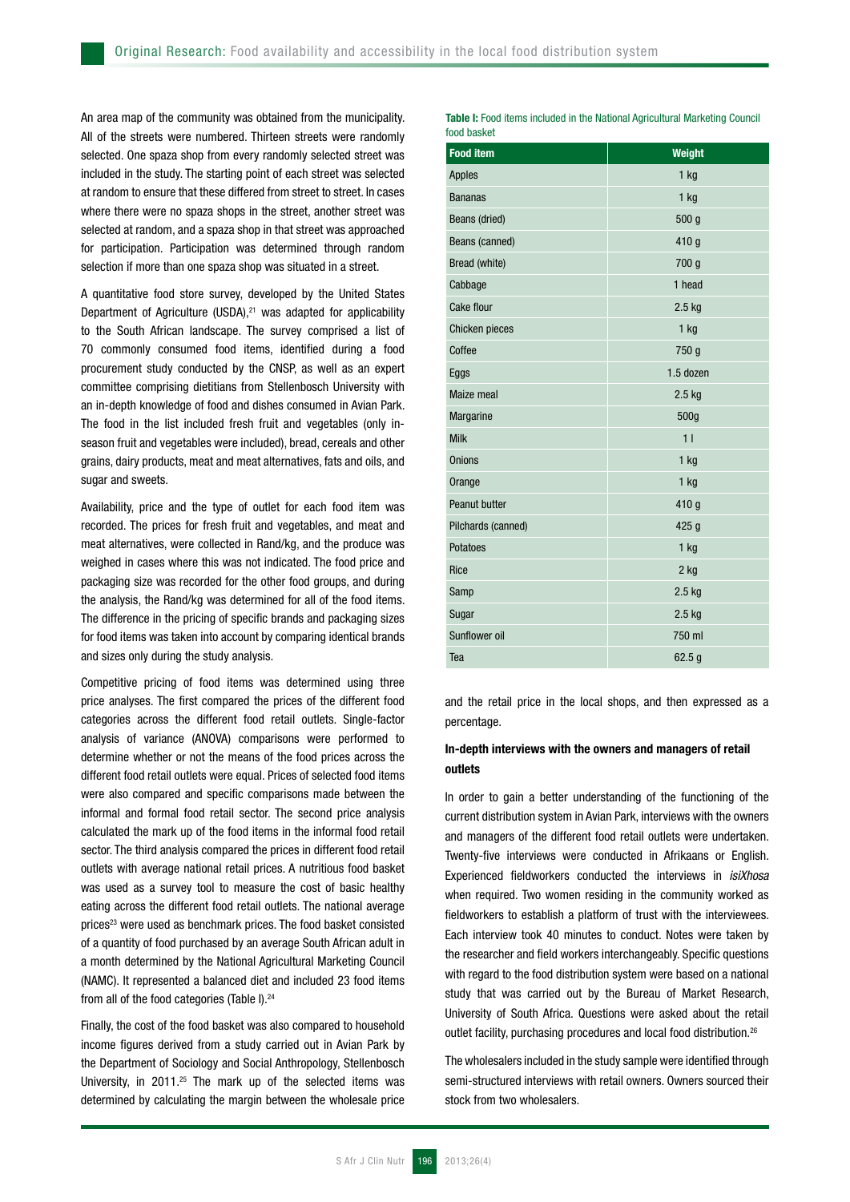An area map of the community was obtained from the municipality. All of the streets were numbered. Thirteen streets were randomly selected. One spaza shop from every randomly selected street was included in the study. The starting point of each street was selected at random to ensure that these differed from street to street. In cases where there were no spaza shops in the street, another street was selected at random, and a spaza shop in that street was approached for participation. Participation was determined through random selection if more than one spaza shop was situated in a street.

A quantitative food store survey, developed by the United States Department of Agriculture (USDA),[21] was adapted for applicability to the South African landscape. The survey comprised a list of 70 commonly consumed food items, identified during a food procurement study conducted by the CNSP, as well as an expert committee comprising dietitians from Stellenbosch University with an in-depth knowledge of food and dishes consumed in Avian Park. The food in the list included fresh fruit and vegetables (only in-season fruit and vegetables were included), bread, cereals and other grains, dairy products, meat and meat alternatives, fats and oils, and sugar and sweets.

Availability, price and the type of outlet for each food item was recorded. The prices for fresh fruit and vegetables, and meat and meat alternatives, were collected in Rand/kg, and the produce was weighed in cases where this was not indicated. The food price and packaging size was recorded for the other food groups, and during the analysis, the Rand/kg was determined for all of the food items. The difference in the pricing of specific brands and packaging sizes for food items was taken into account by comparing identical brands and sizes only during the study analysis.

Competitive pricing of food items was determined using three price analyses. The first compared the prices of the different food categories across the different food retail outlets. Single-factor analysis of variance (ANOVA) comparisons were performed to determine whether or not the means of the food prices across the different food retail outlets were equal. Prices of selected food items were also compared and specific comparisons made between the informal and formal food retail sector. The second price analysis calculated the mark up of the food items in the informal food retail sector. The third analysis compared the prices in different food retail outlets with average national retail prices. A nutritious food basket was used as a survey tool to measure the cost of basic healthy eating across the different food retail outlets. The national average prices[23] were used as benchmark prices. The food basket consisted of a quantity of food purchased by an average South African adult in a month determined by the National Agricultural Marketing Council (NAMC). It represented a balanced diet and included 23 food items from all of the food categories (Table I).[24]

Finally, the cost of the food basket was also compared to household income figures derived from a study carried out in Avian Park by the Department of Sociology and Social Anthropology, Stellenbosch University, in 2011.[25] The mark up of the selected items was determined by calculating the margin between the wholesale price and the retail price in the local shops, and then expressed as a percentage.

**Table I:** Food items included in the National Agricultural Marketing Council food basket

| Food item | Weight |
|---|---|
| Apples | 1 kg |
| Bananas | 1 kg |
| Beans (dried) | 500 g |
| Beans (canned) | 410 g |
| Bread (white) | 700 g |
| Cabbage | 1 head |
| Cake flour | 2.5 kg |
| Chicken pieces | 1 kg |
| Coffee | 750 g |
| Eggs | 1.5 dozen |
| Maize meal | 2.5 kg |
| Margarine | 500g |
| Milk | 1 l |
| Onions | 1 kg |
| Orange | 1 kg |
| Peanut butter | 410 g |
| Pilchards (canned) | 425 g |
| Potatoes | 1 kg |
| Rice | 2 kg |
| Samp | 2.5 kg |
| Sugar | 2.5 kg |
| Sunflower oil | 750 ml |
| Tea | 62.5 g |

### In-depth interviews with the owners and managers of retail outlets

In order to gain a better understanding of the functioning of the current distribution system in Avian Park, interviews with the owners and managers of the different food retail outlets were undertaken. Twenty-five interviews were conducted in Afrikaans or English. Experienced fieldworkers conducted the interviews in *isiXhosa* when required. Two women residing in the community worked as fieldworkers to establish a platform of trust with the interviewees. Each interview took 40 minutes to conduct. Notes were taken by the researcher and field workers interchangeably. Specific questions with regard to the food distribution system were based on a national study that was carried out by the Bureau of Market Research, University of South Africa. Questions were asked about the retail outlet facility, purchasing procedures and local food distribution.[26]

The wholesalers included in the study sample were identified through semi-structured interviews with retail owners. Owners sourced their stock from two wholesalers.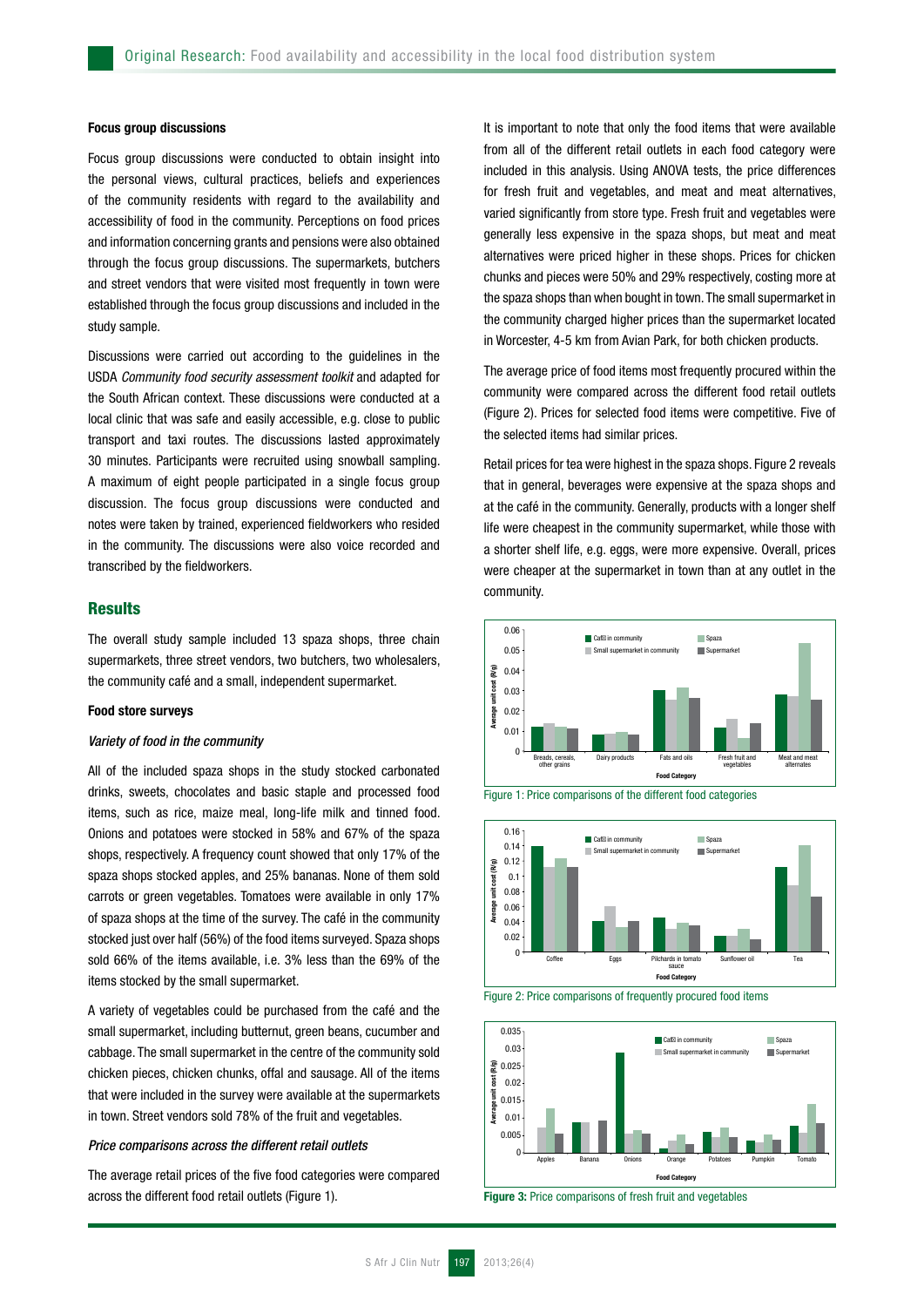#### Focus group discussions

Focus group discussions were conducted to obtain insight into the personal views, cultural practices, beliefs and experiences of the community residents with regard to the availability and accessibility of food in the community. Perceptions on food prices and information concerning grants and pensions were also obtained through the focus group discussions. The supermarkets, butchers and street vendors that were visited most frequently in town were established through the focus group discussions and included in the study sample.

Discussions were carried out according to the guidelines in the USDA *Community food security assessment toolkit* and adapted for the South African context. These discussions were conducted at a local clinic that was safe and easily accessible, e.g. close to public transport and taxi routes. The discussions lasted approximately 30 minutes. Participants were recruited using snowball sampling. A maximum of eight people participated in a single focus group discussion. The focus group discussions were conducted and notes were taken by trained, experienced fieldworkers who resided in the community. The discussions were also voice recorded and transcribed by the fieldworkers.

## Results

The overall study sample included 13 spaza shops, three chain supermarkets, three street vendors, two butchers, two wholesalers, the community café and a small, independent supermarket.

#### Food store surveys

*Variety of food in the community*

All of the included spaza shops in the study stocked carbonated drinks, sweets, chocolates and basic staple and processed food items, such as rice, maize meal, long-life milk and tinned food. Onions and potatoes were stocked in 58% and 67% of the spaza shops, respectively. A frequency count showed that only 17% of the spaza shops stocked apples, and 25% bananas. None of them sold carrots or green vegetables. Tomatoes were available in only 17% of spaza shops at the time of the survey. The café in the community stocked just over half (56%) of the food items surveyed. Spaza shops sold 66% of the items available, i.e. 3% less than the 69% of the items stocked by the small supermarket.

A variety of vegetables could be purchased from the café and the small supermarket, including butternut, green beans, cucumber and cabbage. The small supermarket in the centre of the community sold chicken pieces, chicken chunks, offal and sausage. All of the items that were included in the survey were available at the supermarkets in town. Street vendors sold 78% of the fruit and vegetables.

*Price comparisons across the different retail outlets*

The average retail prices of the five food categories were compared across the different food retail outlets (Figure 1).

It is important to note that only the food items that were available from all of the different retail outlets in each food category were included in this analysis. Using ANOVA tests, the price differences for fresh fruit and vegetables, and meat and meat alternatives, varied significantly from store type. Fresh fruit and vegetables were generally less expensive in the spaza shops, but meat and meat alternatives were priced higher in these shops. Prices for chicken chunks and pieces were 50% and 29% respectively, costing more at the spaza shops than when bought in town. The small supermarket in the community charged higher prices than the supermarket located in Worcester, 4-5 km from Avian Park, for both chicken products.

The average price of food items most frequently procured within the community were compared across the different food retail outlets (Figure 2). Prices for selected food items were competitive. Five of the selected items had similar prices.

Retail prices for tea were highest in the spaza shops. Figure 2 reveals that in general, beverages were expensive at the spaza shops and at the café in the community. Generally, products with a longer shelf life were cheapest in the community supermarket, while those with a shorter shelf life, e.g. eggs, were more expensive. Overall, prices were cheaper at the supermarket in town than at any outlet in the community.

Figure 1: Price comparisons of the different food categories

Figure 2: Price comparisons of frequently procured food items

**Figure 3:** Price comparisons of fresh fruit and vegetables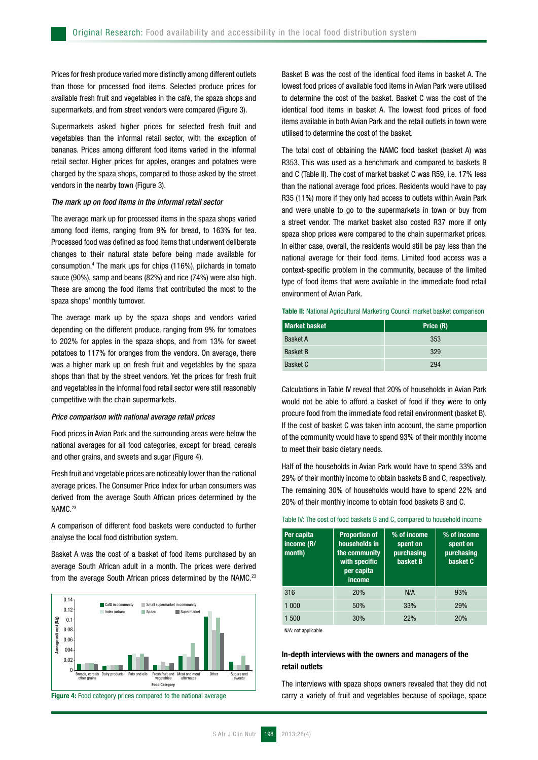Prices for fresh produce varied more distinctly among different outlets than those for processed food items. Selected produce prices for available fresh fruit and vegetables in the café, the spaza shops and supermarkets, and from street vendors were compared (Figure 3).

Supermarkets asked higher prices for selected fresh fruit and vegetables than the informal retail sector, with the exception of bananas. Prices among different food items varied in the informal retail sector. Higher prices for apples, oranges and potatoes were charged by the spaza shops, compared to those asked by the street vendors in the nearby town (Figure 3).

*The mark up on food items in the informal retail sector*

The average mark up for processed items in the spaza shops varied among food items, ranging from 9% for bread, to 163% for tea. Processed food was defined as food items that underwent deliberate changes to their natural state before being made available for consumption.[4] The mark ups for chips (116%), pilchards in tomato sauce (90%), samp and beans (82%) and rice (74%) were also high. These are among the food items that contributed the most to the spaza shops' monthly turnover.

The average mark up by the spaza shops and vendors varied depending on the different produce, ranging from 9% for tomatoes to 202% for apples in the spaza shops, and from 13% for sweet potatoes to 117% for oranges from the vendors. On average, there was a higher mark up on fresh fruit and vegetables by the spaza shops than that by the street vendors. Yet the prices for fresh fruit and vegetables in the informal food retail sector were still reasonably competitive with the chain supermarkets.

*Price comparison with national average retail prices*

Food prices in Avian Park and the surrounding areas were below the national averages for all food categories, except for bread, cereals and other grains, and sweets and sugar (Figure 4).

Fresh fruit and vegetable prices are noticeably lower than the national average prices. The Consumer Price Index for urban consumers was derived from the average South African prices determined by the NAMC.[23]

A comparison of different food baskets were conducted to further analyse the local food distribution system.

Basket A was the cost of a basket of food items purchased by an average South African adult in a month. The prices were derived from the average South African prices determined by the NAMC.[23]

**Figure 4:** Food category prices compared to the national average

Basket B was the cost of the identical food items in basket A. The lowest food prices of available food items in Avian Park were utilised to determine the cost of the basket. Basket C was the cost of the identical food items in basket A. The lowest food prices of food items available in both Avian Park and the retail outlets in town were utilised to determine the cost of the basket.

The total cost of obtaining the NAMC food basket (basket A) was R353. This was used as a benchmark and compared to baskets B and C (Table II). The cost of market basket C was R59, i.e. 17% less than the national average food prices. Residents would have to pay R35 (11%) more if they only had access to outlets within Avain Park and were unable to go to the supermarkets in town or buy from a street vendor. The market basket also costed R37 more if only spaza shop prices were compared to the chain supermarket prices. In either case, overall, the residents would still be pay less than the national average for their food items. Limited food access was a context-specific problem in the community, because of the limited type of food items that were available in the immediate food retail environment of Avian Park.

**Table II:** National Agricultural Marketing Council market basket comparison

| Market basket | Price (R) |
|---|---|
| Basket A | 353 |
| Basket B | 329 |
| Basket C | 294 |

Calculations in Table IV reveal that 20% of households in Avian Park would not be able to afford a basket of food if they were to only procure food from the immediate food retail environment (basket B). If the cost of basket C was taken into account, the same proportion of the community would have to spend 93% of their monthly income to meet their basic dietary needs.

Half of the households in Avian Park would have to spend 33% and 29% of their monthly income to obtain baskets B and C, respectively. The remaining 30% of households would have to spend 22% and 20% of their monthly income to obtain food baskets B and C.

Table IV: The cost of food baskets B and C, compared to household income

| Per capita income (R/month) | Proportion of households in the community with specific per capita income | % of income spent on purchasing basket B | % of income spent on purchasing basket C |
|---|---|---|---|
| 316 | 20% | N/A | 93% |
| 1 000 | 50% | 33% | 29% |
| 1 500 | 30% | 22% | 20% |

N/A: not applicable

### In-depth interviews with the owners and managers of the retail outlets

The interviews with spaza shops owners revealed that they did not carry a variety of fruit and vegetables because of spoilage, space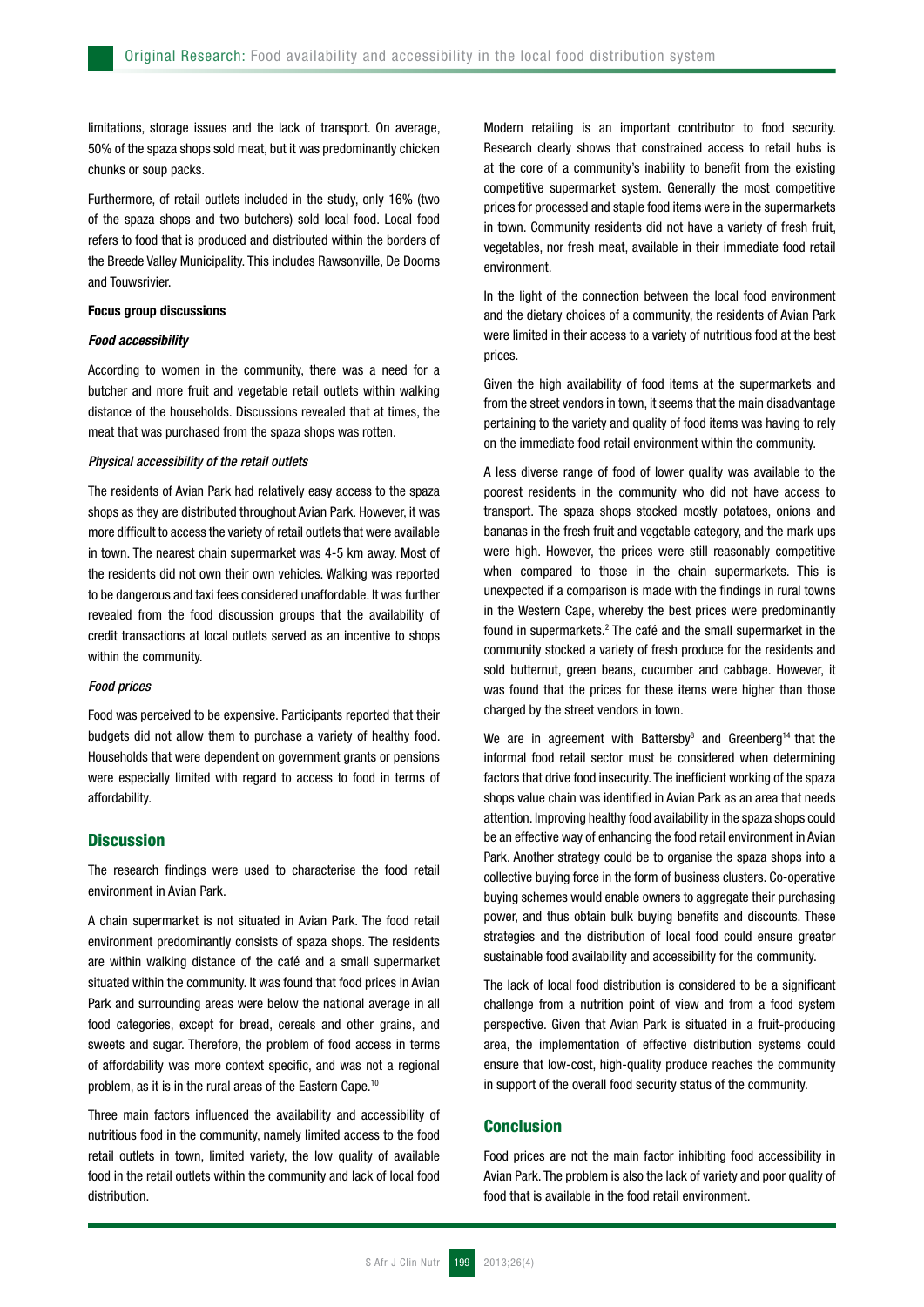limitations, storage issues and the lack of transport. On average, 50% of the spaza shops sold meat, but it was predominantly chicken chunks or soup packs.

Furthermore, of retail outlets included in the study, only 16% (two of the spaza shops and two butchers) sold local food. Local food refers to food that is produced and distributed within the borders of the Breede Valley Municipality. This includes Rawsonville, De Doorns and Touwsrivier.

### Focus group discussions

#### *Food accessibility*

According to women in the community, there was a need for a butcher and more fruit and vegetable retail outlets within walking distance of the households. Discussions revealed that at times, the meat that was purchased from the spaza shops was rotten.

#### *Physical accessibility of the retail outlets*

The residents of Avian Park had relatively easy access to the spaza shops as they are distributed throughout Avian Park. However, it was more difficult to access the variety of retail outlets that were available in town. The nearest chain supermarket was 4-5 km away. Most of the residents did not own their own vehicles. Walking was reported to be dangerous and taxi fees considered unaffordable. It was further revealed from the food discussion groups that the availability of credit transactions at local outlets served as an incentive to shops within the community.

#### *Food prices*

Food was perceived to be expensive. Participants reported that their budgets did not allow them to purchase a variety of healthy food. Households that were dependent on government grants or pensions were especially limited with regard to access to food in terms of affordability.

## Discussion

The research findings were used to characterise the food retail environment in Avian Park.

A chain supermarket is not situated in Avian Park. The food retail environment predominantly consists of spaza shops. The residents are within walking distance of the café and a small supermarket situated within the community. It was found that food prices in Avian Park and surrounding areas were below the national average in all food categories, except for bread, cereals and other grains, and sweets and sugar. Therefore, the problem of food access in terms of affordability was more context specific, and was not a regional problem, as it is in the rural areas of the Eastern Cape.[10]

Three main factors influenced the availability and accessibility of nutritious food in the community, namely limited access to the food retail outlets in town, limited variety, the low quality of available food in the retail outlets within the community and lack of local food distribution.

Modern retailing is an important contributor to food security. Research clearly shows that constrained access to retail hubs is at the core of a community's inability to benefit from the existing competitive supermarket system. Generally the most competitive prices for processed and staple food items were in the supermarkets in town. Community residents did not have a variety of fresh fruit, vegetables, nor fresh meat, available in their immediate food retail environment.

In the light of the connection between the local food environment and the dietary choices of a community, the residents of Avian Park were limited in their access to a variety of nutritious food at the best prices.

Given the high availability of food items at the supermarkets and from the street vendors in town, it seems that the main disadvantage pertaining to the variety and quality of food items was having to rely on the immediate food retail environment within the community.

A less diverse range of food of lower quality was available to the poorest residents in the community who did not have access to transport. The spaza shops stocked mostly potatoes, onions and bananas in the fresh fruit and vegetable category, and the mark ups were high. However, the prices were still reasonably competitive when compared to those in the chain supermarkets. This is unexpected if a comparison is made with the findings in rural towns in the Western Cape, whereby the best prices were predominantly found in supermarkets.[2] The café and the small supermarket in the community stocked a variety of fresh produce for the residents and sold butternut, green beans, cucumber and cabbage. However, it was found that the prices for these items were higher than those charged by the street vendors in town.

We are in agreement with Battersby[8] and Greenberg[14] that the informal food retail sector must be considered when determining factors that drive food insecurity. The inefficient working of the spaza shops value chain was identified in Avian Park as an area that needs attention. Improving healthy food availability in the spaza shops could be an effective way of enhancing the food retail environment in Avian Park. Another strategy could be to organise the spaza shops into a collective buying force in the form of business clusters. Co-operative buying schemes would enable owners to aggregate their purchasing power, and thus obtain bulk buying benefits and discounts. These strategies and the distribution of local food could ensure greater sustainable food availability and accessibility for the community.

The lack of local food distribution is considered to be a significant challenge from a nutrition point of view and from a food system perspective. Given that Avian Park is situated in a fruit-producing area, the implementation of effective distribution systems could ensure that low-cost, high-quality produce reaches the community in support of the overall food security status of the community.

## Conclusion

Food prices are not the main factor inhibiting food accessibility in Avian Park. The problem is also the lack of variety and poor quality of food that is available in the food retail environment.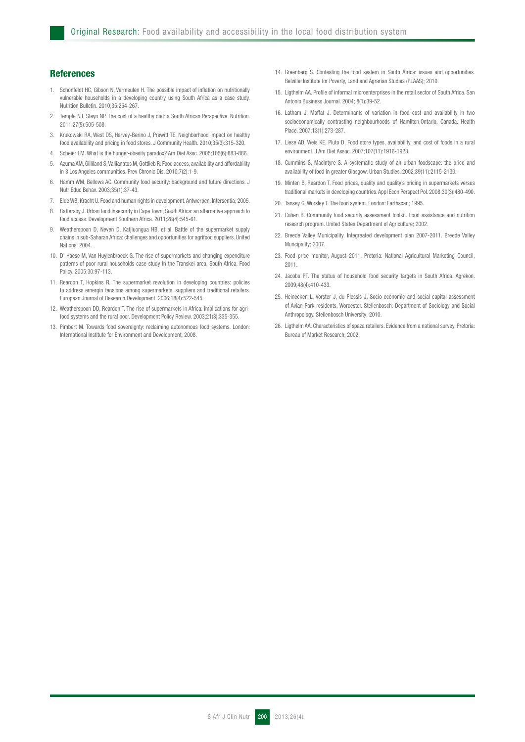## References

1. Schonfeldt HC, Gibson N, Vermeulen H. The possible impact of inflation on nutritionally vulnerable households in a developing country using South Africa as a case study. Nutrition Bulletin. 2010;35:254-267.
2. Temple NJ, Steyn NP. The cost of a healthy diet: a South African Perspective. Nutrition. 2011;27(5):505-508.
3. Krukowski RA, West DS, Harvey-Berino J, Prewitt TE. Neighborhood impact on healthy food availability and pricing in food stores. J Community Health. 2010;35(3):315-320.
4. Scheier LM. What is the hunger-obesity paradox? Am Diet Assc. 2005;105(6):883-886.
5. Azuma AM, Gilliland S, Vallianatos M, Gottlieb R. Food access, availability and affordability in 3 Los Angeles communities. Prev Chronic Dis. 2010;7(2):1-9.
6. Hamm WM, Bellows AC. Community food security: background and future directions. J Nutr Educ Behav. 2003;35(1):37-43.
7. Eide WB, Kracht U. Food and human rights in development. Antwerpen: Intersentia; 2005.
8. Battersby J. Urban food insecurity in Cape Town, South Africa: an alternative approach to food access. Development Southern Africa. 2011;28(4):545-61.
9. Weatherspoon D, Neven D, Katjiuongua HB, et al. Battle of the supermarket supply chains in sub-Saharan Africa: challenges and opportunities for agrifood suppliers. United Nations; 2004.
10. D' Haese M, Van Huylenbroeck G. The rise of supermarkets and changing expenditure patterns of poor rural households case study in the Transkei area, South Africa. Food Policy. 2005;30:97-113.
11. Reardon T, Hopkins R. The supermarket revolution in developing countries: policies to address emergin tensions among supermarkets, suppliers and traditional retailers. European Journal of Research Development. 2006;18(4):522-545.
12. Weatherspoon DD, Reardon T. The rise of supermarkets in Africa: implications for agri-food systems and the rural poor. Development Policy Review. 2003;21(3):335-355.
13. Pimbert M. Towards food sovereignty: reclaiming autonomous food systems. London: International Institute for Environment and Development; 2008.
14. Greenberg S. Contesting the food system in South Africa: issues and opportunities. Belville: Institute for Poverty, Land and Agrarian Studies (PLAAS); 2010.
15. Ligthelm AA. Profile of informal microenterprises in the retail sector of South Africa. San Antonio Business Journal. 2004; 8(1):39-52.
16. Latham J, Moffat J. Determinants of variation in food cost and availability in two socioeconomically contrasting neighbourhoods of Hamilton,Ontario, Canada. Health Place. 2007;13(1):273-287.
17. Liese AD, Weis KE, Pluto D, Food store types, availability, and cost of foods in a rural environment. J Am Diet Assoc. 2007;107(11):1916-1923.
18. Cummins S, MacIntyre S. A systematic study of an urban foodscape: the price and availability of food in greater Glasgow. Urban Studies. 2002;39(11):2115-2130.
19. Minten B, Reardon T. Food prices, quality and quality's pricing in supermarkets versus traditional markets in developing countries. Appl Econ Perspect Pol. 2008;30(3):480-490.
20. Tansey G, Worsley T. The food system. London: Earthscan; 1995.
21. Cohen B. Community food security assessment toolkit. Food assistance and nutrition research program. United States Department of Agriculture; 2002.
22. Breede Valley Municipality. Integreated development plan 2007-2011. Breede Valley Muncipality; 2007.
23. Food price monitor, August 2011. Pretoria: National Agricultural Marketing Council; 2011.
24. Jacobs PT. The status of household food security targets in South Africa. Agrekon. 2009;48(4):410-433.
25. Heinecken L, Vorster J, du Plessis J. Socio-economic and social capital assessment of Avian Park residents, Worcester. Stellenbosch: Department of Sociology and Social Anthropology, Stellenbosch University; 2010.
26. Ligthelm AA. Characteristics of spaza retailers. Evidence from a national survey. Pretoria: Bureau of Market Research; 2002.